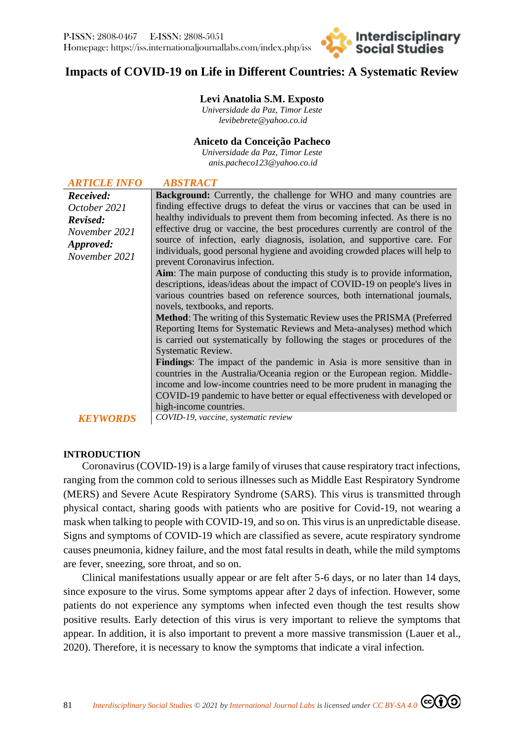# Impacts of COVID-19 on Life in Different Countries: A Systematic Review

**Levi Anatolia S.M. Exposto**
*Universidade da Paz, Timor Leste*
*levibebrete@yahoo.co.id*

**Aniceto da Conceição Pacheco**
*Universidade da Paz, Timor Leste*
*anis.pacheco123@yahoo.co.id*

| ARTICLE INFO | ABSTRACT |
|---|---|
| ***Received:*** *October 2021* ***Revised:*** *November 2021* ***Approved:*** *November 2021* | **Background:** Currently, the challenge for WHO and many countries are finding effective drugs to defeat the virus or vaccines that can be used in healthy individuals to prevent them from becoming infected. As there is no effective drug or vaccine, the best procedures currently are control of the source of infection, early diagnosis, isolation, and supportive care. For individuals, good personal hygiene and avoiding crowded places will help to prevent Coronavirus infection. **Aim**: The main purpose of conducting this study is to provide information, descriptions, ideas/ideas about the impact of COVID-19 on people's lives in various countries based on reference sources, both international journals, novels, textbooks, and reports. **Method**: The writing of this Systematic Review uses the PRISMA (Preferred Reporting Items for Systematic Reviews and Meta-analyses) method which is carried out systematically by following the stages or procedures of the Systematic Review. **Findings**: The impact of the pandemic in Asia is more sensitive than in countries in the Australia/Oceania region or the European region. Middle-income and low-income countries need to be more prudent in managing the COVID-19 pandemic to have better or equal effectiveness with developed or high-income countries. |
| ***KEYWORDS*** | *COVID-19, vaccine, systematic review* |

## INTRODUCTION

Coronavirus (COVID-19) is a large family of viruses that cause respiratory tract infections, ranging from the common cold to serious illnesses such as Middle East Respiratory Syndrome (MERS) and Severe Acute Respiratory Syndrome (SARS). This virus is transmitted through physical contact, sharing goods with patients who are positive for Covid-19, not wearing a mask when talking to people with COVID-19, and so on. This virus is an unpredictable disease. Signs and symptoms of COVID-19 which are classified as severe, acute respiratory syndrome causes pneumonia, kidney failure, and the most fatal results in death, while the mild symptoms are fever, sneezing, sore throat, and so on.

Clinical manifestations usually appear or are felt after 5-6 days, or no later than 14 days, since exposure to the virus. Some symptoms appear after 2 days of infection. However, some patients do not experience any symptoms when infected even though the test results show positive results. Early detection of this virus is very important to relieve the symptoms that appear. In addition, it is also important to prevent a more massive transmission (Lauer et al., 2020). Therefore, it is necessary to know the symptoms that indicate a viral infection.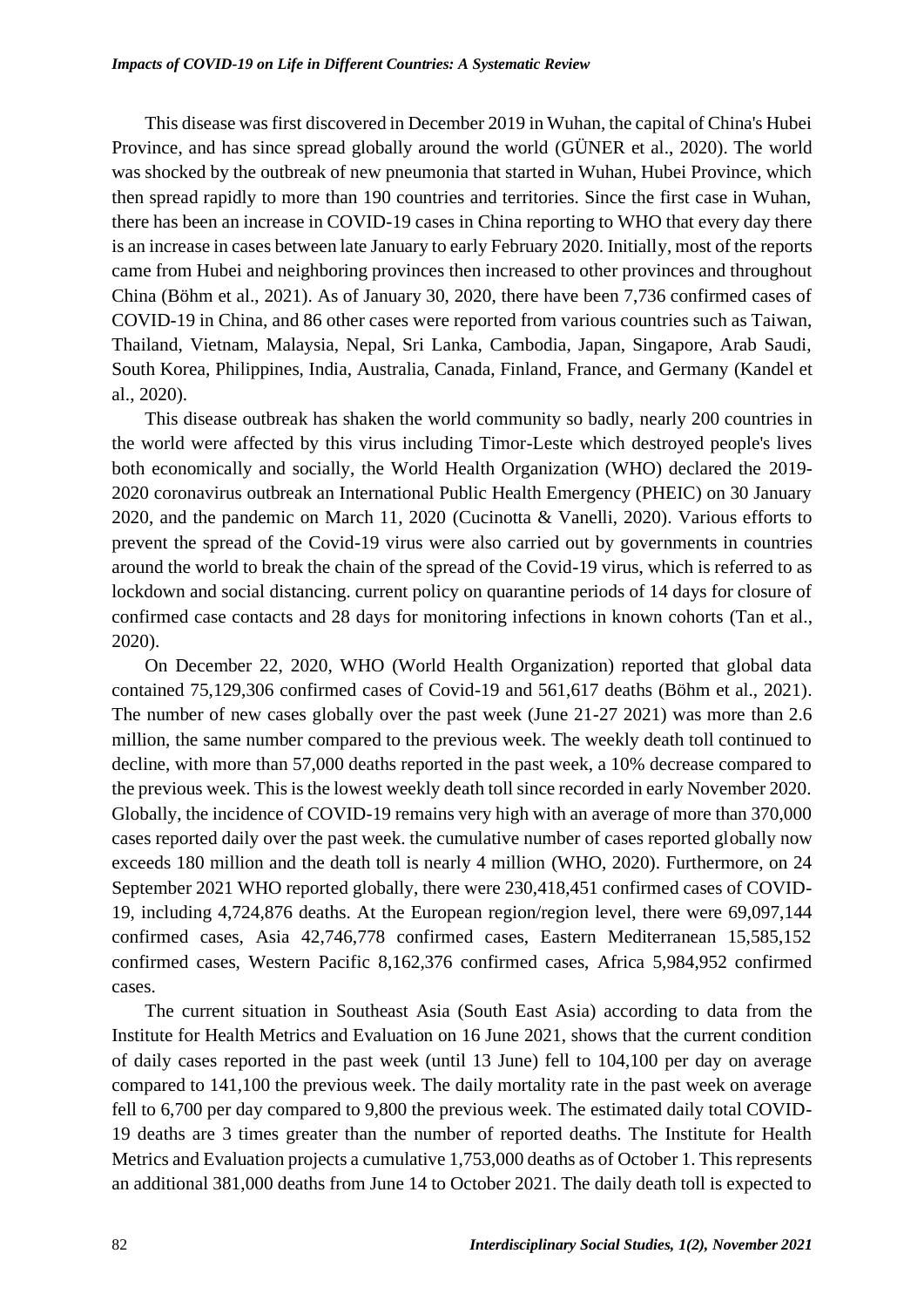This disease was first discovered in December 2019 in Wuhan, the capital of China's Hubei Province, and has since spread globally around the world (GÜNER et al., 2020). The world was shocked by the outbreak of new pneumonia that started in Wuhan, Hubei Province, which then spread rapidly to more than 190 countries and territories. Since the first case in Wuhan, there has been an increase in COVID-19 cases in China reporting to WHO that every day there is an increase in cases between late January to early February 2020. Initially, most of the reports came from Hubei and neighboring provinces then increased to other provinces and throughout China (Böhm et al., 2021). As of January 30, 2020, there have been 7,736 confirmed cases of COVID-19 in China, and 86 other cases were reported from various countries such as Taiwan, Thailand, Vietnam, Malaysia, Nepal, Sri Lanka, Cambodia, Japan, Singapore, Arab Saudi, South Korea, Philippines, India, Australia, Canada, Finland, France, and Germany (Kandel et al., 2020).

This disease outbreak has shaken the world community so badly, nearly 200 countries in the world were affected by this virus including Timor-Leste which destroyed people's lives both economically and socially, the World Health Organization (WHO) declared the 2019-2020 coronavirus outbreak an International Public Health Emergency (PHEIC) on 30 January 2020, and the pandemic on March 11, 2020 (Cucinotta & Vanelli, 2020). Various efforts to prevent the spread of the Covid-19 virus were also carried out by governments in countries around the world to break the chain of the spread of the Covid-19 virus, which is referred to as lockdown and social distancing. current policy on quarantine periods of 14 days for closure of confirmed case contacts and 28 days for monitoring infections in known cohorts (Tan et al., 2020).

On December 22, 2020, WHO (World Health Organization) reported that global data contained 75,129,306 confirmed cases of Covid-19 and 561,617 deaths (Böhm et al., 2021). The number of new cases globally over the past week (June 21-27 2021) was more than 2.6 million, the same number compared to the previous week. The weekly death toll continued to decline, with more than 57,000 deaths reported in the past week, a 10% decrease compared to the previous week. This is the lowest weekly death toll since recorded in early November 2020. Globally, the incidence of COVID-19 remains very high with an average of more than 370,000 cases reported daily over the past week. the cumulative number of cases reported globally now exceeds 180 million and the death toll is nearly 4 million (WHO, 2020). Furthermore, on 24 September 2021 WHO reported globally, there were 230,418,451 confirmed cases of COVID-19, including 4,724,876 deaths. At the European region/region level, there were 69,097,144 confirmed cases, Asia 42,746,778 confirmed cases, Eastern Mediterranean 15,585,152 confirmed cases, Western Pacific 8,162,376 confirmed cases, Africa 5,984,952 confirmed cases.

The current situation in Southeast Asia (South East Asia) according to data from the Institute for Health Metrics and Evaluation on 16 June 2021, shows that the current condition of daily cases reported in the past week (until 13 June) fell to 104,100 per day on average compared to 141,100 the previous week. The daily mortality rate in the past week on average fell to 6,700 per day compared to 9,800 the previous week. The estimated daily total COVID-19 deaths are 3 times greater than the number of reported deaths. The Institute for Health Metrics and Evaluation projects a cumulative 1,753,000 deaths as of October 1. This represents an additional 381,000 deaths from June 14 to October 2021. The daily death toll is expected to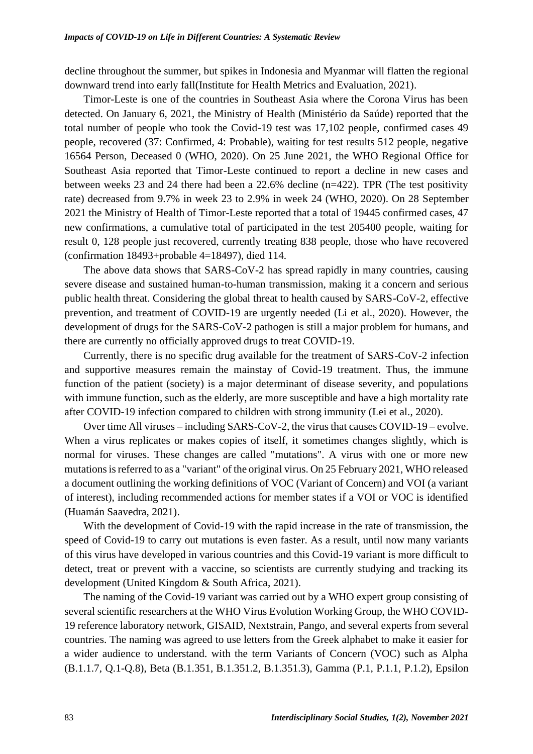decline throughout the summer, but spikes in Indonesia and Myanmar will flatten the regional downward trend into early fall(Institute for Health Metrics and Evaluation, 2021).

Timor-Leste is one of the countries in Southeast Asia where the Corona Virus has been detected. On January 6, 2021, the Ministry of Health (Ministério da Saúde) reported that the total number of people who took the Covid-19 test was 17,102 people, confirmed cases 49 people, recovered (37: Confirmed, 4: Probable), waiting for test results 512 people, negative 16564 Person, Deceased 0 (WHO, 2020). On 25 June 2021, the WHO Regional Office for Southeast Asia reported that Timor-Leste continued to report a decline in new cases and between weeks 23 and 24 there had been a 22.6% decline (n=422). TPR (The test positivity rate) decreased from 9.7% in week 23 to 2.9% in week 24 (WHO, 2020). On 28 September 2021 the Ministry of Health of Timor-Leste reported that a total of 19445 confirmed cases, 47 new confirmations, a cumulative total of participated in the test 205400 people, waiting for result 0, 128 people just recovered, currently treating 838 people, those who have recovered (confirmation 18493+probable 4=18497), died 114.

The above data shows that SARS-CoV-2 has spread rapidly in many countries, causing severe disease and sustained human-to-human transmission, making it a concern and serious public health threat. Considering the global threat to health caused by SARS-CoV-2, effective prevention, and treatment of COVID-19 are urgently needed (Li et al., 2020). However, the development of drugs for the SARS-CoV-2 pathogen is still a major problem for humans, and there are currently no officially approved drugs to treat COVID-19.

Currently, there is no specific drug available for the treatment of SARS-CoV-2 infection and supportive measures remain the mainstay of Covid-19 treatment. Thus, the immune function of the patient (society) is a major determinant of disease severity, and populations with immune function, such as the elderly, are more susceptible and have a high mortality rate after COVID-19 infection compared to children with strong immunity (Lei et al., 2020).

Over time All viruses – including SARS-CoV-2, the virus that causes COVID-19 – evolve. When a virus replicates or makes copies of itself, it sometimes changes slightly, which is normal for viruses. These changes are called "mutations". A virus with one or more new mutations is referred to as a "variant" of the original virus. On 25 February 2021, WHO released a document outlining the working definitions of VOC (Variant of Concern) and VOI (a variant of interest), including recommended actions for member states if a VOI or VOC is identified (Huamán Saavedra, 2021).

With the development of Covid-19 with the rapid increase in the rate of transmission, the speed of Covid-19 to carry out mutations is even faster. As a result, until now many variants of this virus have developed in various countries and this Covid-19 variant is more difficult to detect, treat or prevent with a vaccine, so scientists are currently studying and tracking its development (United Kingdom & South Africa, 2021).

The naming of the Covid-19 variant was carried out by a WHO expert group consisting of several scientific researchers at the WHO Virus Evolution Working Group, the WHO COVID-19 reference laboratory network, GISAID, Nextstrain, Pango, and several experts from several countries. The naming was agreed to use letters from the Greek alphabet to make it easier for a wider audience to understand. with the term Variants of Concern (VOC) such as Alpha (B.1.1.7, Q.1-Q.8), Beta (B.1.351, B.1.351.2, B.1.351.3), Gamma (P.1, P.1.1, P.1.2), Epsilon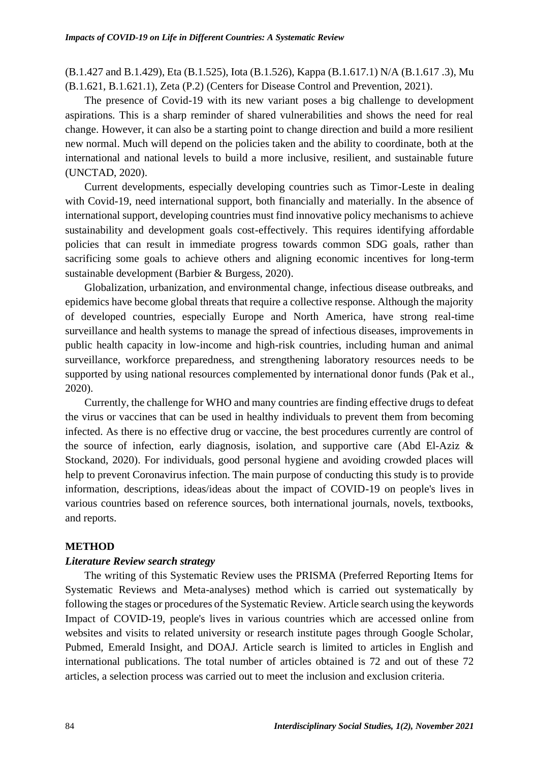(B.1.427 and B.1.429), Eta (B.1.525), Iota (B.1.526), Kappa (B.1.617.1) N/A (B.1.617 .3), Mu (B.1.621, B.1.621.1), Zeta (P.2) (Centers for Disease Control and Prevention, 2021).

The presence of Covid-19 with its new variant poses a big challenge to development aspirations. This is a sharp reminder of shared vulnerabilities and shows the need for real change. However, it can also be a starting point to change direction and build a more resilient new normal. Much will depend on the policies taken and the ability to coordinate, both at the international and national levels to build a more inclusive, resilient, and sustainable future (UNCTAD, 2020).

Current developments, especially developing countries such as Timor-Leste in dealing with Covid-19, need international support, both financially and materially. In the absence of international support, developing countries must find innovative policy mechanisms to achieve sustainability and development goals cost-effectively. This requires identifying affordable policies that can result in immediate progress towards common SDG goals, rather than sacrificing some goals to achieve others and aligning economic incentives for long-term sustainable development (Barbier & Burgess, 2020).

Globalization, urbanization, and environmental change, infectious disease outbreaks, and epidemics have become global threats that require a collective response. Although the majority of developed countries, especially Europe and North America, have strong real-time surveillance and health systems to manage the spread of infectious diseases, improvements in public health capacity in low-income and high-risk countries, including human and animal surveillance, workforce preparedness, and strengthening laboratory resources needs to be supported by using national resources complemented by international donor funds (Pak et al., 2020).

Currently, the challenge for WHO and many countries are finding effective drugs to defeat the virus or vaccines that can be used in healthy individuals to prevent them from becoming infected. As there is no effective drug or vaccine, the best procedures currently are control of the source of infection, early diagnosis, isolation, and supportive care (Abd El-Aziz & Stockand, 2020). For individuals, good personal hygiene and avoiding crowded places will help to prevent Coronavirus infection. The main purpose of conducting this study is to provide information, descriptions, ideas/ideas about the impact of COVID-19 on people's lives in various countries based on reference sources, both international journals, novels, textbooks, and reports.

## METHOD

### *Literature Review search strategy*

The writing of this Systematic Review uses the PRISMA (Preferred Reporting Items for Systematic Reviews and Meta-analyses) method which is carried out systematically by following the stages or procedures of the Systematic Review. Article search using the keywords Impact of COVID-19, people's lives in various countries which are accessed online from websites and visits to related university or research institute pages through Google Scholar, Pubmed, Emerald Insight, and DOAJ. Article search is limited to articles in English and international publications. The total number of articles obtained is 72 and out of these 72 articles, a selection process was carried out to meet the inclusion and exclusion criteria.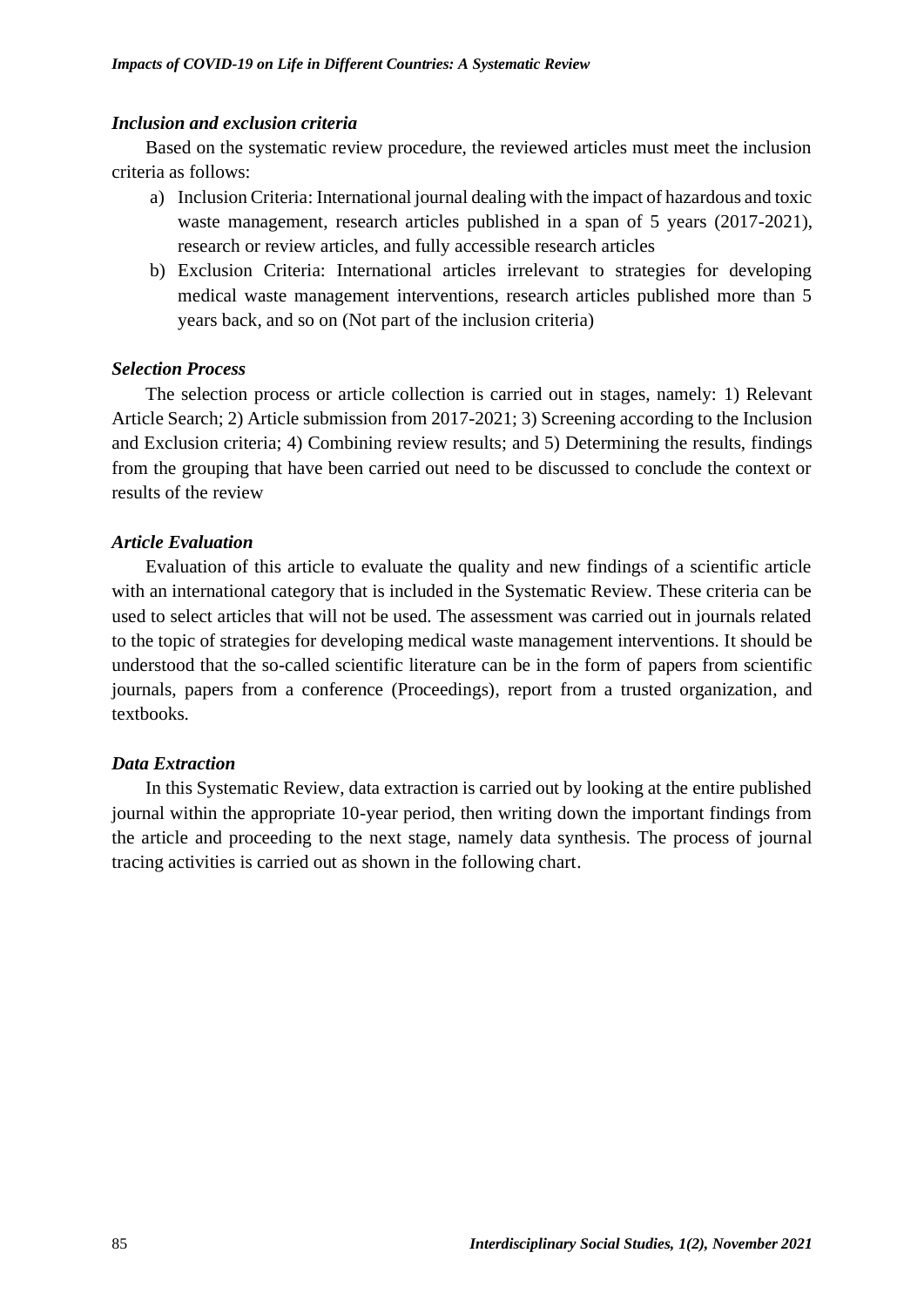### *Inclusion and exclusion criteria*

Based on the systematic review procedure, the reviewed articles must meet the inclusion criteria as follows:

a) Inclusion Criteria: International journal dealing with the impact of hazardous and toxic waste management, research articles published in a span of 5 years (2017-2021), research or review articles, and fully accessible research articles
b) Exclusion Criteria: International articles irrelevant to strategies for developing medical waste management interventions, research articles published more than 5 years back, and so on (Not part of the inclusion criteria)

### *Selection Process*

The selection process or article collection is carried out in stages, namely: 1) Relevant Article Search; 2) Article submission from 2017-2021; 3) Screening according to the Inclusion and Exclusion criteria; 4) Combining review results; and 5) Determining the results, findings from the grouping that have been carried out need to be discussed to conclude the context or results of the review

### *Article Evaluation*

Evaluation of this article to evaluate the quality and new findings of a scientific article with an international category that is included in the Systematic Review. These criteria can be used to select articles that will not be used. The assessment was carried out in journals related to the topic of strategies for developing medical waste management interventions. It should be understood that the so-called scientific literature can be in the form of papers from scientific journals, papers from a conference (Proceedings), report from a trusted organization, and textbooks.

### *Data Extraction*

In this Systematic Review, data extraction is carried out by looking at the entire published journal within the appropriate 10-year period, then writing down the important findings from the article and proceeding to the next stage, namely data synthesis. The process of journal tracing activities is carried out as shown in the following chart.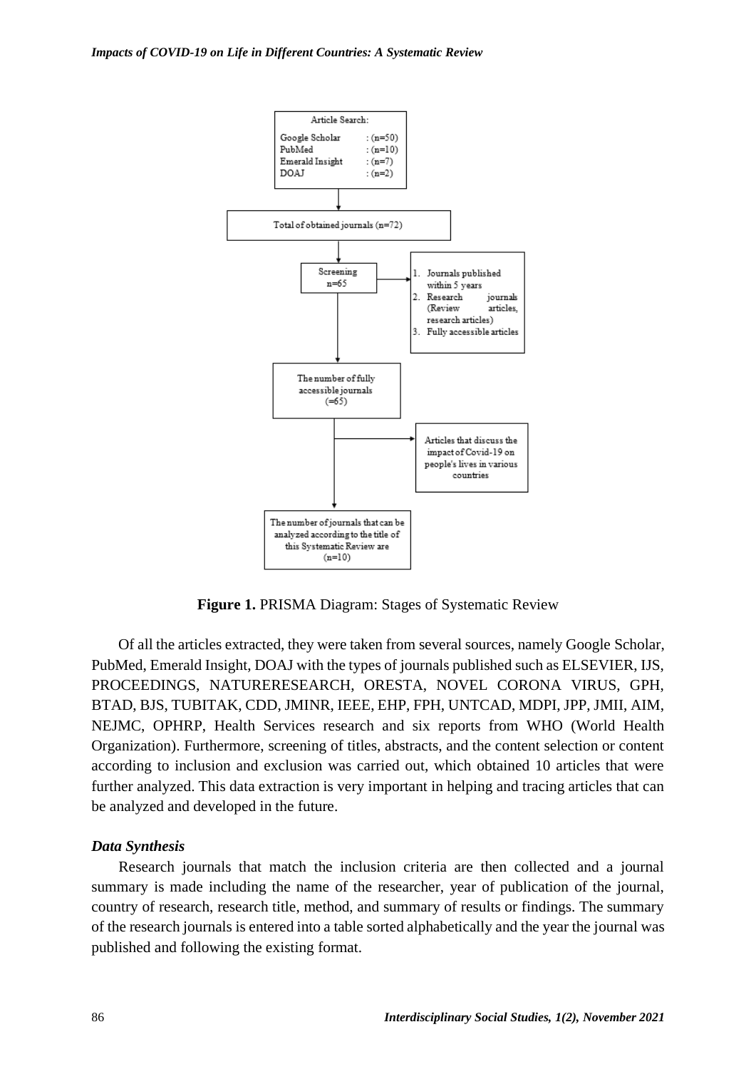Article Search:

Google Scholar : (n=50)
PubMed : (n=10)
Emerald Insight : (n=7)
DOAJ : (n=2)

Total of obtained journals (n=72)

Screening
n=65

1. Journals published within 5 years
2. Research journals (Review articles, research articles)
3. Fully accessible articles

The number of fully accessible journals
(=65)

Articles that discuss the impact of Covid-19 on people's lives in various countries

The number of journals that can be analyzed according to the title of this Systematic Review are
(n=10)

**Figure 1.** PRISMA Diagram: Stages of Systematic Review

Of all the articles extracted, they were taken from several sources, namely Google Scholar, PubMed, Emerald Insight, DOAJ with the types of journals published such as ELSEVIER, IJS, PROCEEDINGS, NATURERESEARCH, ORESTA, NOVEL CORONA VIRUS, GPH, BTAD, BJS, TUBITAK, CDD, JMINR, IEEE, EHP, FPH, UNTCAD, MDPI, JPP, JMII, AIM, NEJMC, OPHRP, Health Services research and six reports from WHO (World Health Organization). Furthermore, screening of titles, abstracts, and the content selection or content according to inclusion and exclusion was carried out, which obtained 10 articles that were further analyzed. This data extraction is very important in helping and tracing articles that can be analyzed and developed in the future.

### *Data Synthesis*

Research journals that match the inclusion criteria are then collected and a journal summary is made including the name of the researcher, year of publication of the journal, country of research, research title, method, and summary of results or findings. The summary of the research journals is entered into a table sorted alphabetically and the year the journal was published and following the existing format.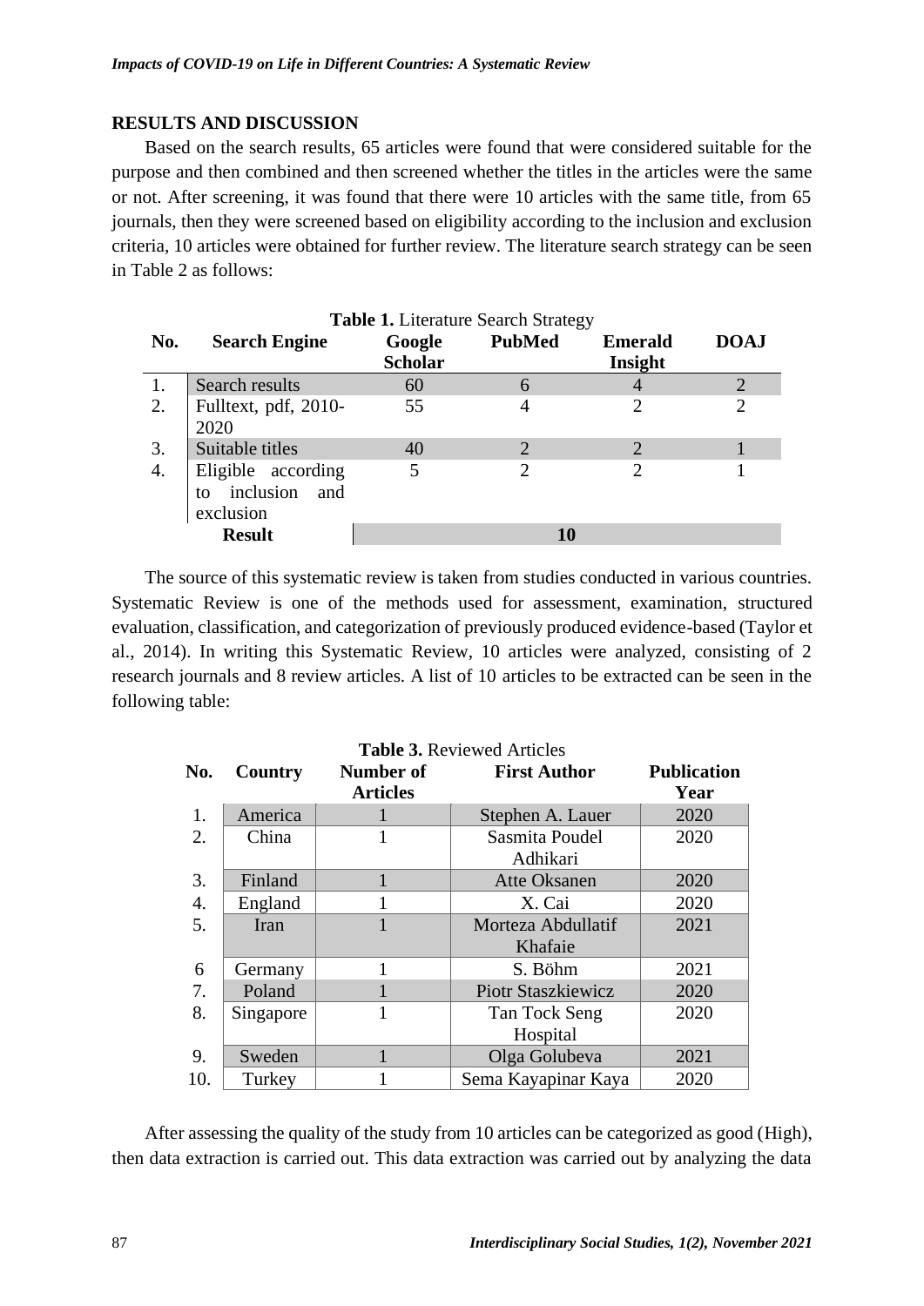## RESULTS AND DISCUSSION

Based on the search results, 65 articles were found that were considered suitable for the purpose and then combined and then screened whether the titles in the articles were the same or not. After screening, it was found that there were 10 articles with the same title, from 65 journals, then they were screened based on eligibility according to the inclusion and exclusion criteria, 10 articles were obtained for further review. The literature search strategy can be seen in Table 2 as follows:

**Table 1.** Literature Search Strategy

| No. | Search Engine | Google Scholar | PubMed | Emerald Insight | DOAJ |
|---|---|---|---|---|---|
| 1. | Search results | 60 | 6 | 4 | 2 |
| 2. | Fulltext, pdf, 2010-2020 | 55 | 4 | 2 | 2 |
| 3. | Suitable titles | 40 | 2 | 2 | 1 |
| 4. | Eligible according to inclusion and exclusion | 5 | 2 | 2 | 1 |
| | **Result** | | **10** | | |

The source of this systematic review is taken from studies conducted in various countries. Systematic Review is one of the methods used for assessment, examination, structured evaluation, classification, and categorization of previously produced evidence-based (Taylor et al., 2014). In writing this Systematic Review, 10 articles were analyzed, consisting of 2 research journals and 8 review articles. A list of 10 articles to be extracted can be seen in the following table:

**Table 3.** Reviewed Articles

| No. | Country | Number of Articles | First Author | Publication Year |
|---|---|---|---|---|
| 1. | America | 1 | Stephen A. Lauer | 2020 |
| 2. | China | 1 | Sasmita Poudel Adhikari | 2020 |
| 3. | Finland | 1 | Atte Oksanen | 2020 |
| 4. | England | 1 | X. Cai | 2020 |
| 5. | Iran | 1 | Morteza Abdullatif Khafaie | 2021 |
| 6 | Germany | 1 | S. Böhm | 2021 |
| 7. | Poland | 1 | Piotr Staszkiewicz | 2020 |
| 8. | Singapore | 1 | Tan Tock Seng Hospital | 2020 |
| 9. | Sweden | 1 | Olga Golubeva | 2021 |
| 10. | Turkey | 1 | Sema Kayapinar Kaya | 2020 |

After assessing the quality of the study from 10 articles can be categorized as good (High), then data extraction is carried out. This data extraction was carried out by analyzing the data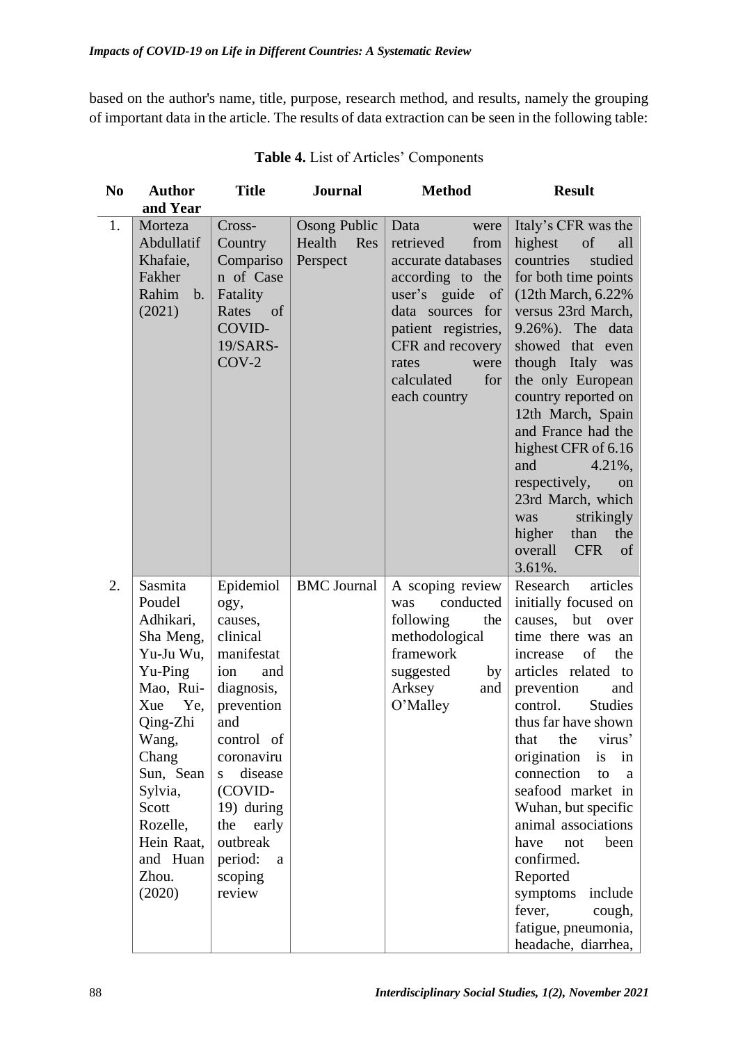based on the author's name, title, purpose, research method, and results, namely the grouping of important data in the article. The results of data extraction can be seen in the following table:

**Table 4.** List of Articles' Components

| No | Author and Year | Title | Journal | Method | Result |
|---|---|---|---|---|---|
| 1. | Morteza Abdullatif Khafaie, Fakher Rahim b. (2021) | Cross-Country Comparison of Case Fatality Rates of COVID-19/SARS-COV-2 | Osong Public Health Res Perspect | Data were retrieved from accurate databases according to the user's guide of data sources for patient registries, CFR and recovery rates were calculated for each country | Italy's CFR was the highest of all countries studied for both time points (12th March, 6.22% versus 23rd March, 9.26%). The data showed that even though Italy was the only European country reported on 12th March, Spain and France had the highest CFR of 6.16 and 4.21%, respectively, on 23rd March, which was strikingly higher than the overall CFR of 3.61%. |
| 2. | Sasmita Poudel Adhikari, Sha Meng, Yu-Ju Wu, Yu-Ping Mao, Rui-Xue Ye, Qing-Zhi Wang, Chang Sun, Sean Sylvia, Scott Rozelle, Hein Raat, and Huan Zhou. (2020) | Epidemiology, causes, clinical manifestation and diagnosis, prevention and control of coronavirus disease (COVID-19) during the early outbreak period: a scoping review | BMC Journal | A scoping review was conducted following the methodological framework suggested by Arksey and O'Malley | Research articles initially focused on causes, but over time there was an increase of the articles related to prevention and control. Studies thus far have shown that the virus' origination is in connection to a seafood market in Wuhan, but specific animal associations have not been confirmed. Reported symptoms include fever, cough, fatigue, pneumonia, headache, diarrhea, |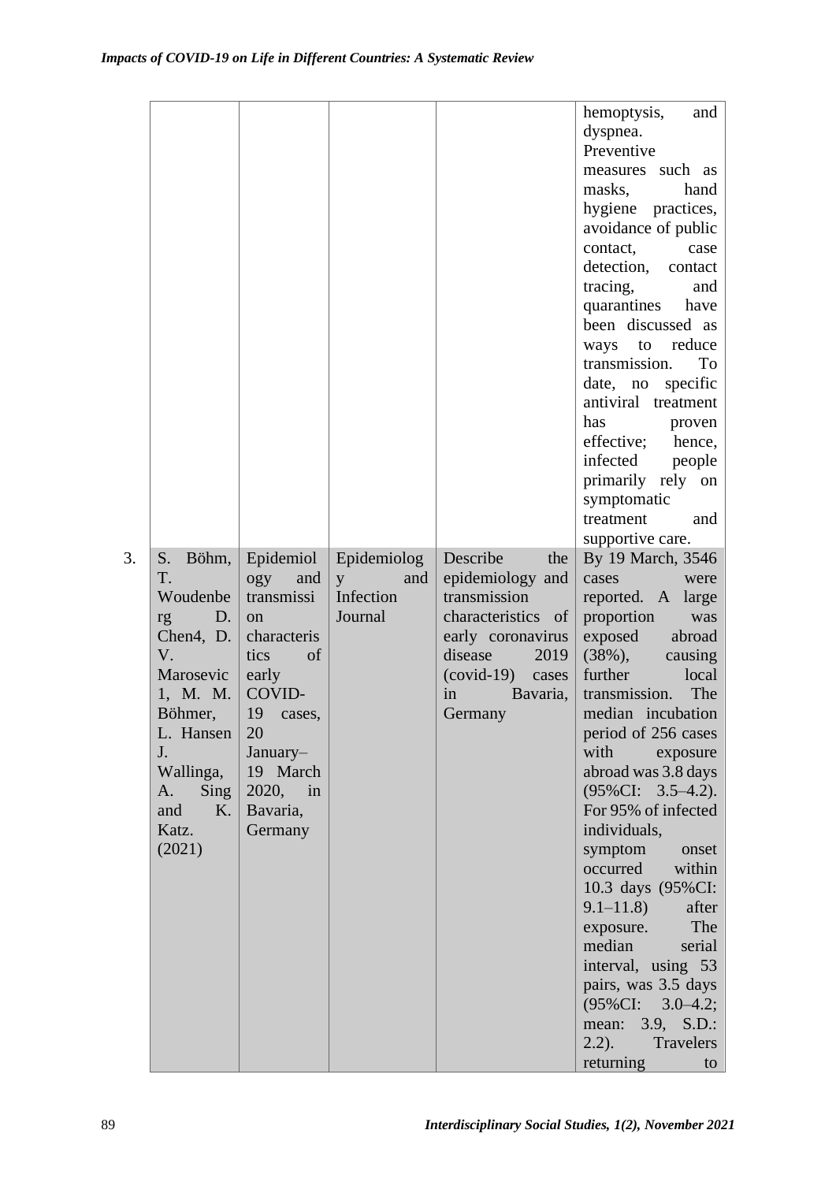| | | | | | |
|---|---|---|---|---|---|
| | | | | | hemoptysis, and dyspnea. Preventive measures such as masks, hand hygiene practices, avoidance of public contact, case detection, contact tracing, and quarantines have been discussed as ways to reduce transmission. To date, no specific antiviral treatment has proven effective; hence, infected people primarily rely on symptomatic treatment and supportive care. |
| 3. | S. Böhm, T. Woudenberg D. Chen4, D. V. Marosevic 1, M. M. Böhmer, L. Hansen J. Wallinga, A. Sing and K. Katz. (2021) | Epidemiology and transmission characteristics of early COVID-19 cases, 20 January–19 March 2020, in Bavaria, Germany | Epidemiology and Infection Journal | Describe the epidemiology and transmission characteristics of early coronavirus disease 2019 (covid-19) cases in Bavaria, Germany | By 19 March, 3546 cases were reported. A large proportion was exposed abroad (38%), causing further local transmission. The median incubation period of 256 cases with exposure abroad was 3.8 days (95%CI: 3.5–4.2). For 95% of infected individuals, symptom onset occurred within 10.3 days (95%CI: 9.1–11.8) after exposure. The median serial interval, using 53 pairs, was 3.5 days (95%CI: 3.0–4.2; mean: 3.9, S.D.: 2.2). Travelers returning to |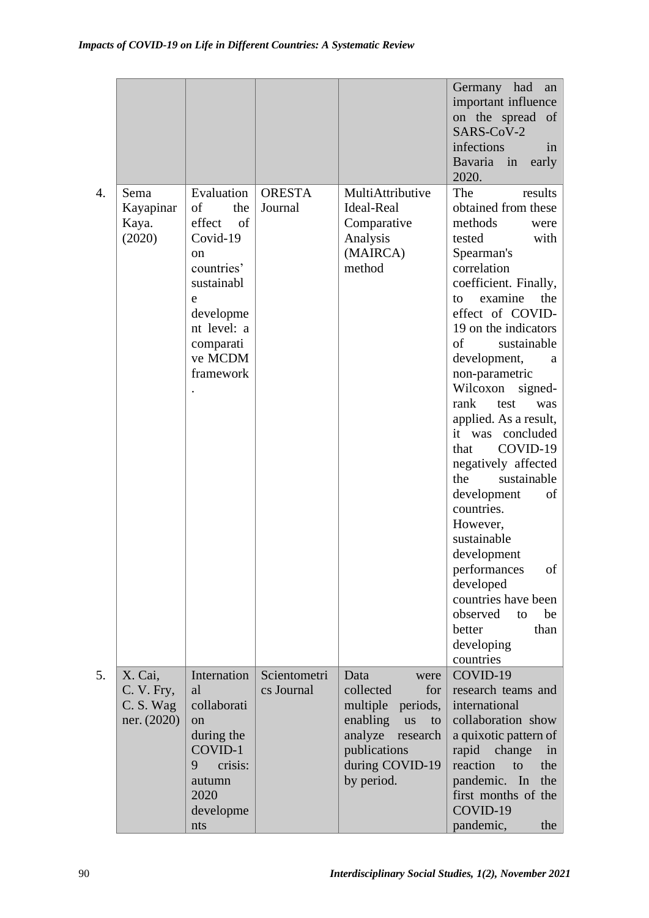| | | | | | |
|---|---|---|---|---|---|
| | | | | | Germany had an important influence on the spread of SARS-CoV-2 infections in Bavaria in early 2020. |
| 4. | Sema Kayapinar Kaya. (2020) | Evaluation of the effect of Covid-19 on countries' sustainable development level: a comparative MCDM framework. | ORESTA Journal | MultiAttributive Ideal-Real Comparative Analysis (MAIRCA) method | The results obtained from these methods were tested with Spearman's correlation coefficient. Finally, to examine the effect of COVID-19 on the indicators of sustainable development, a non-parametric Wilcoxon signed-rank test was applied. As a result, it was concluded that COVID-19 negatively affected the sustainable development of countries. However, sustainable development performances of developed countries have been observed to be better than developing countries |
| 5. | X. Cai, C. V. Fry, C. S. Wagner. (2020) | International collaboration during the COVID-19 crisis: autumn 2020 developments | Scientometrics Journal | Data were collected for multiple periods, enabling us to analyze research publications during COVID-19 by period. | COVID-19 research teams and international collaboration show a quixotic pattern of rapid change in reaction to the pandemic. In the first months of the COVID-19 pandemic, the |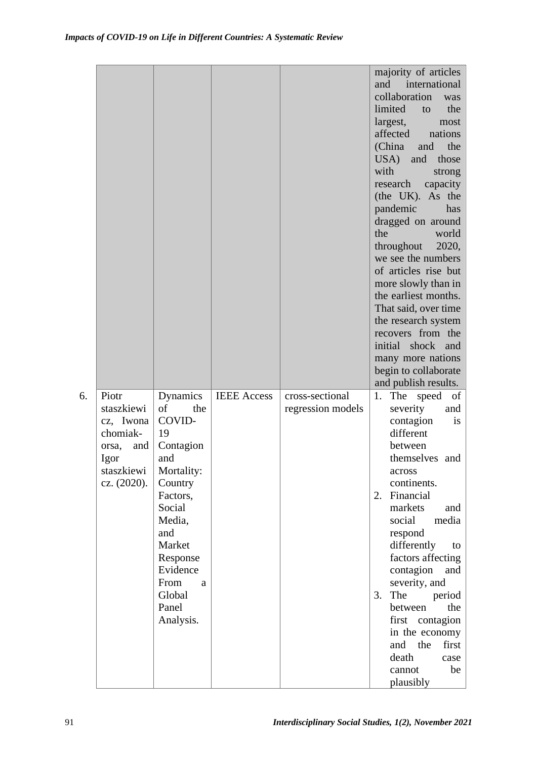| | | | | | |
|---|---|---|---|---|---|
| | | | | | majority of articles and international collaboration was limited to the largest, most affected nations (China and the USA) and those with strong research capacity (the UK). As the pandemic has dragged on around the world throughout 2020, we see the numbers of articles rise but more slowly than in the earliest months. That said, over time the research system recovers from the initial shock and many more nations begin to collaborate and publish results. |
| 6. | Piotr staszkiewicz, Iwona chomiak-orsa, and Igor staszkiewicz. (2020). | Dynamics of the COVID-19 Contagion and Mortality: Country Factors, Social Media, and Market Response Evidence From a Global Panel Analysis. | IEEE Access | cross-sectional regression models | 1. The speed of severity and contagion is different between themselves and across continents. 2. Financial markets and social media respond differently to factors affecting contagion and severity, and 3. The period between the first contagion in the economy and the first death case cannot be plausibly |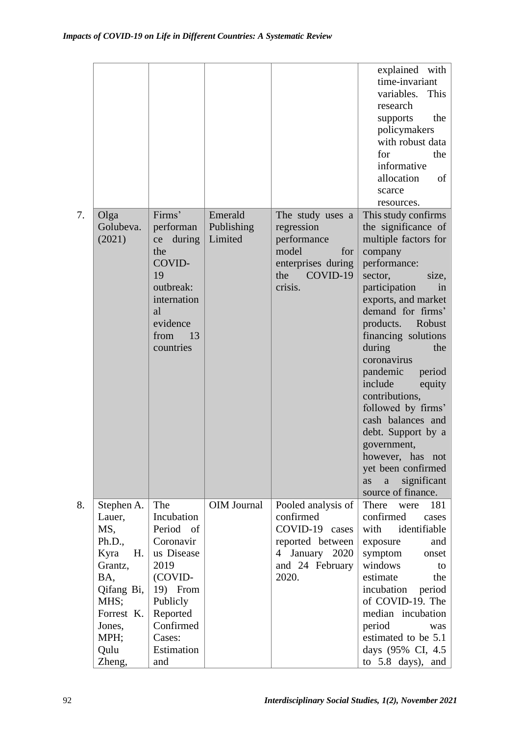| | | | | | explained with time-invariant variables. This research supports the policymakers with robust data for the informative allocation of scarce resources. |
|---|---|---|---|---|---|
| 7. | Olga Golubeva. (2021) | Firms' performance during the COVID-19 outbreak: international evidence from 13 countries | Emerald Publishing Limited | The study uses a regression performance model for enterprises during the COVID-19 crisis. | This study confirms the significance of multiple factors for company performance: sector, size, participation in exports, and market demand for firms' products. Robust financing solutions during the coronavirus pandemic period include equity contributions, followed by firms' cash balances and debt. Support by a government, however, has not yet been confirmed as a significant source of finance. |
| 8. | Stephen A. Lauer, MS, Ph.D., Kyra H. Grantz, BA, Qifang Bi, MHS; Forrest K. Jones, MPH; Qulu Zheng, | The Incubation Period of Coronavirus Disease 2019 (COVID-19) From Publicly Reported Confirmed Cases: Estimation and | OIM Journal | Pooled analysis of confirmed COVID-19 cases reported between 4 January 2020 and 24 February 2020. | There were 181 confirmed cases with identifiable exposure and symptom onset windows to estimate the incubation period of COVID-19. The median incubation period was estimated to be 5.1 days (95% CI, 4.5 to 5.8 days), and |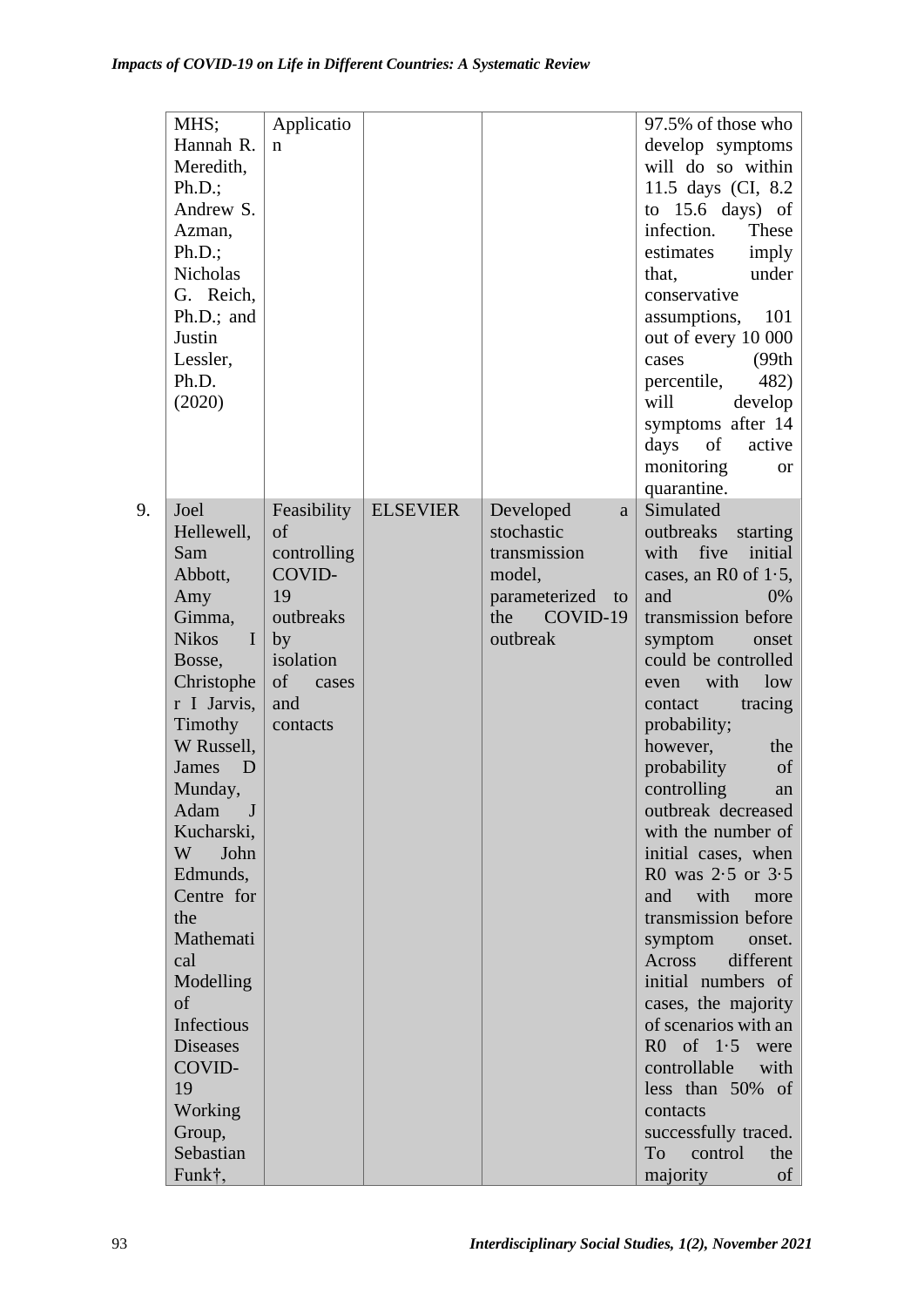| | | | | | |
|---|---|---|---|---|---|
| | MHS; Hannah R. Meredith, Ph.D.; Andrew S. Azman, Ph.D.; Nicholas G. Reich, Ph.D.; and Justin Lessler, Ph.D. (2020) | Application | | | 97.5% of those who develop symptoms will do so within 11.5 days (CI, 8.2 to 15.6 days) of infection. These estimates imply that, under conservative assumptions, 101 out of every 10 000 cases (99th percentile, 482) will develop symptoms after 14 days of active monitoring or quarantine. |
| 9. | Joel Hellewell, Sam Abbott, Amy Gimma, Nikos I Bosse, Christopher I Jarvis, Timothy W Russell, James D Munday, Adam J Kucharski, W John Edmunds, Centre for the Mathematical Modelling of Infectious Diseases COVID-19 Working Group, Sebastian Funk†, | Feasibility of controlling COVID-19 outbreaks by isolation of cases and contacts | ELSEVIER | Developed a stochastic transmission model, parameterized to the COVID-19 outbreak | Simulated outbreaks starting with five initial cases, an R0 of 1·5, and 0% transmission before symptom onset could be controlled even with low contact tracing probability; however, the probability of controlling an outbreak decreased with the number of initial cases, when R0 was 2·5 or 3·5 and with more transmission before symptom onset. Across different initial numbers of cases, the majority of scenarios with an R0 of 1·5 were controllable with less than 50% of contacts successfully traced. To control the majority of |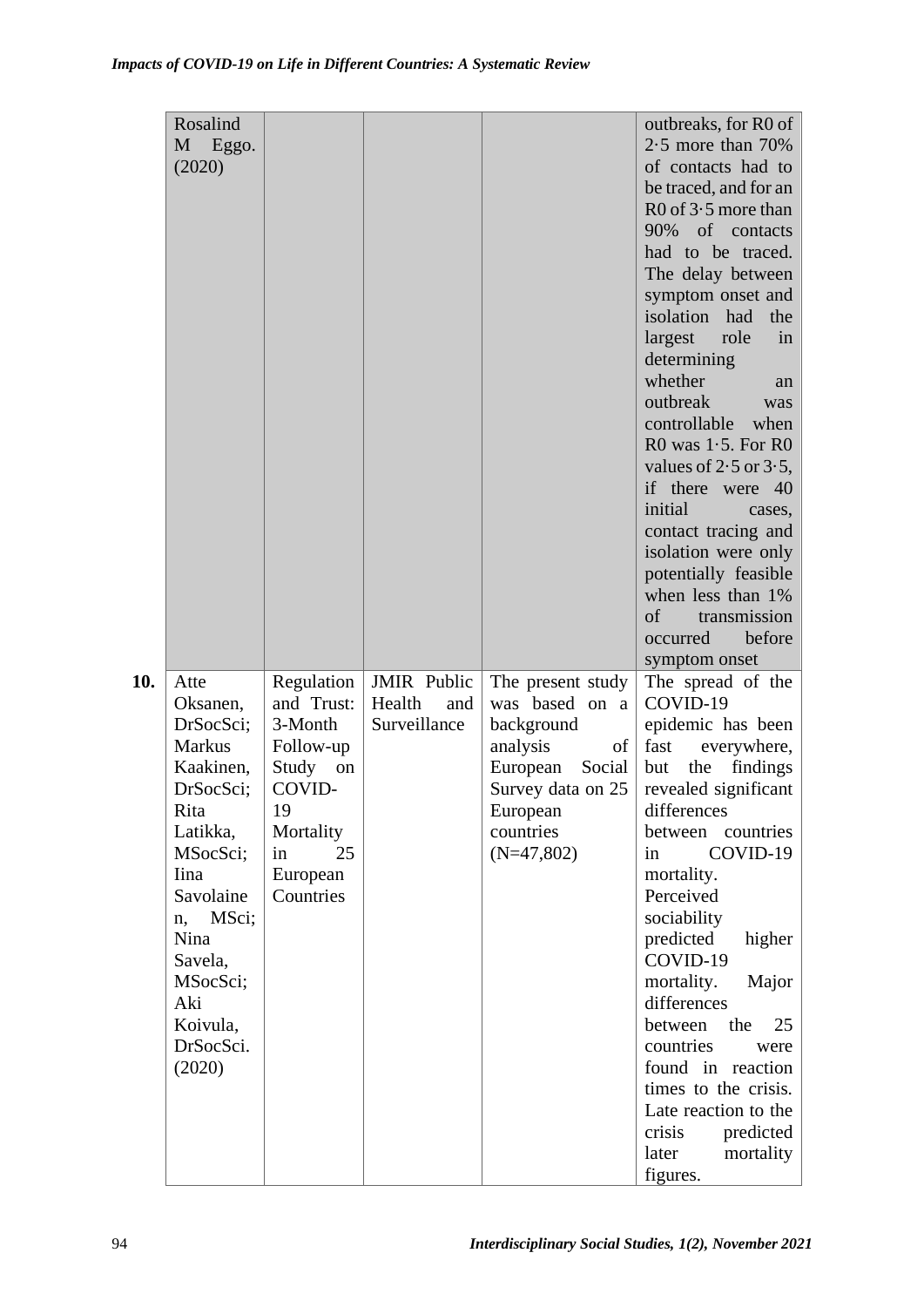| | | | | | |
|---|---|---|---|---|---|
| | Rosalind M Eggo. (2020) | | | | outbreaks, for R0 of 2·5 more than 70% of contacts had to be traced, and for an R0 of 3·5 more than 90% of contacts had to be traced. The delay between symptom onset and isolation had the largest role in determining whether an outbreak was controllable when R0 was 1·5. For R0 values of 2·5 or 3·5, if there were 40 initial cases, contact tracing and isolation were only potentially feasible when less than 1% of transmission occurred before symptom onset |
| **10.** | Atte Oksanen, DrSocSci; Markus Kaakinen, DrSocSci; Rita Latikka, MSocSci; Iina Savolainen, MSci; Nina Savela, MSocSci; Aki Koivula, DrSocSci. (2020) | Regulation and Trust: 3-Month Follow-up Study on COVID-19 Mortality in 25 European Countries | JMIR Public Health and Surveillance | The present study was based on a background analysis of European Social Survey data on 25 European countries (N=47,802) | The spread of the COVID-19 epidemic has been fast everywhere, but the findings revealed significant differences between countries in COVID-19 mortality. Perceived sociability predicted higher COVID-19 mortality. Major differences between the 25 countries were found in reaction times to the crisis. Late reaction to the crisis predicted later mortality figures. |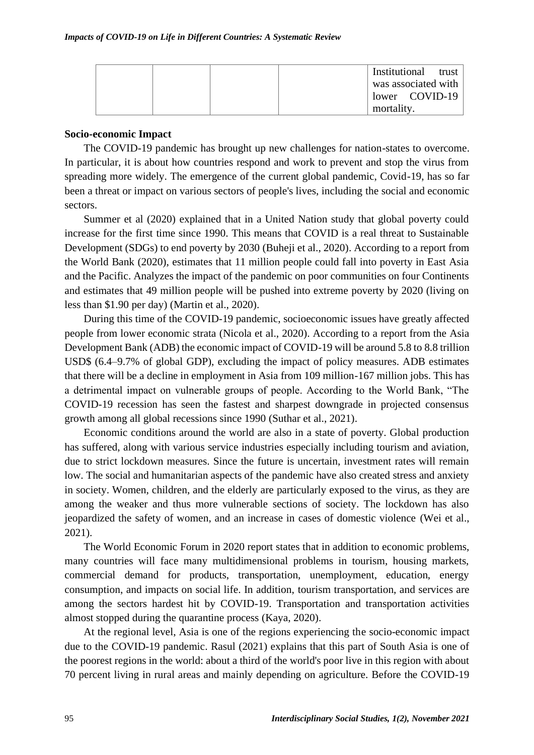| | | | | |
|---|---|---|---|---|
| | | | | Institutional trust was associated with lower COVID-19 mortality. |

**Socio-economic Impact**

The COVID-19 pandemic has brought up new challenges for nation-states to overcome. In particular, it is about how countries respond and work to prevent and stop the virus from spreading more widely. The emergence of the current global pandemic, Covid-19, has so far been a threat or impact on various sectors of people's lives, including the social and economic sectors.

Summer et al (2020) explained that in a United Nation study that global poverty could increase for the first time since 1990. This means that COVID is a real threat to Sustainable Development (SDGs) to end poverty by 2030 (Buheji et al., 2020). According to a report from the World Bank (2020), estimates that 11 million people could fall into poverty in East Asia and the Pacific. Analyzes the impact of the pandemic on poor communities on four Continents and estimates that 49 million people will be pushed into extreme poverty by 2020 (living on less than $1.90 per day) (Martin et al., 2020).

During this time of the COVID-19 pandemic, socioeconomic issues have greatly affected people from lower economic strata (Nicola et al., 2020). According to a report from the Asia Development Bank (ADB) the economic impact of COVID-19 will be around 5.8 to 8.8 trillion USD$ (6.4–9.7% of global GDP), excluding the impact of policy measures. ADB estimates that there will be a decline in employment in Asia from 109 million-167 million jobs. This has a detrimental impact on vulnerable groups of people. According to the World Bank, "The COVID-19 recession has seen the fastest and sharpest downgrade in projected consensus growth among all global recessions since 1990 (Suthar et al., 2021).

Economic conditions around the world are also in a state of poverty. Global production has suffered, along with various service industries especially including tourism and aviation, due to strict lockdown measures. Since the future is uncertain, investment rates will remain low. The social and humanitarian aspects of the pandemic have also created stress and anxiety in society. Women, children, and the elderly are particularly exposed to the virus, as they are among the weaker and thus more vulnerable sections of society. The lockdown has also jeopardized the safety of women, and an increase in cases of domestic violence (Wei et al., 2021).

The World Economic Forum in 2020 report states that in addition to economic problems, many countries will face many multidimensional problems in tourism, housing markets, commercial demand for products, transportation, unemployment, education, energy consumption, and impacts on social life. In addition, tourism transportation, and services are among the sectors hardest hit by COVID-19. Transportation and transportation activities almost stopped during the quarantine process (Kaya, 2020).

At the regional level, Asia is one of the regions experiencing the socio-economic impact due to the COVID-19 pandemic. Rasul (2021) explains that this part of South Asia is one of the poorest regions in the world: about a third of the world's poor live in this region with about 70 percent living in rural areas and mainly depending on agriculture. Before the COVID-19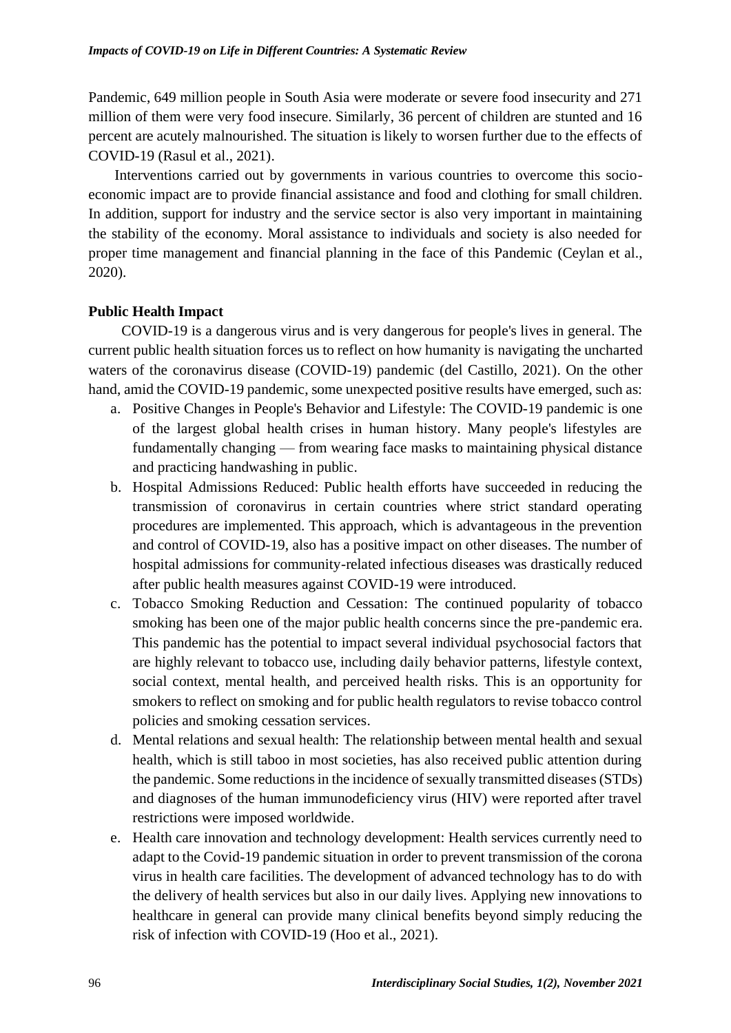Pandemic, 649 million people in South Asia were moderate or severe food insecurity and 271 million of them were very food insecure. Similarly, 36 percent of children are stunted and 16 percent are acutely malnourished. The situation is likely to worsen further due to the effects of COVID-19 (Rasul et al., 2021).

Interventions carried out by governments in various countries to overcome this socio-economic impact are to provide financial assistance and food and clothing for small children. In addition, support for industry and the service sector is also very important in maintaining the stability of the economy. Moral assistance to individuals and society is also needed for proper time management and financial planning in the face of this Pandemic (Ceylan et al., 2020).

**Public Health Impact**

COVID-19 is a dangerous virus and is very dangerous for people's lives in general. The current public health situation forces us to reflect on how humanity is navigating the uncharted waters of the coronavirus disease (COVID-19) pandemic (del Castillo, 2021). On the other hand, amid the COVID-19 pandemic, some unexpected positive results have emerged, such as:

a. Positive Changes in People's Behavior and Lifestyle: The COVID-19 pandemic is one of the largest global health crises in human history. Many people's lifestyles are fundamentally changing — from wearing face masks to maintaining physical distance and practicing handwashing in public.
b. Hospital Admissions Reduced: Public health efforts have succeeded in reducing the transmission of coronavirus in certain countries where strict standard operating procedures are implemented. This approach, which is advantageous in the prevention and control of COVID-19, also has a positive impact on other diseases. The number of hospital admissions for community-related infectious diseases was drastically reduced after public health measures against COVID-19 were introduced.
c. Tobacco Smoking Reduction and Cessation: The continued popularity of tobacco smoking has been one of the major public health concerns since the pre-pandemic era. This pandemic has the potential to impact several individual psychosocial factors that are highly relevant to tobacco use, including daily behavior patterns, lifestyle context, social context, mental health, and perceived health risks. This is an opportunity for smokers to reflect on smoking and for public health regulators to revise tobacco control policies and smoking cessation services.
d. Mental relations and sexual health: The relationship between mental health and sexual health, which is still taboo in most societies, has also received public attention during the pandemic. Some reductions in the incidence of sexually transmitted diseases (STDs) and diagnoses of the human immunodeficiency virus (HIV) were reported after travel restrictions were imposed worldwide.
e. Health care innovation and technology development: Health services currently need to adapt to the Covid-19 pandemic situation in order to prevent transmission of the corona virus in health care facilities. The development of advanced technology has to do with the delivery of health services but also in our daily lives. Applying new innovations to healthcare in general can provide many clinical benefits beyond simply reducing the risk of infection with COVID-19 (Hoo et al., 2021).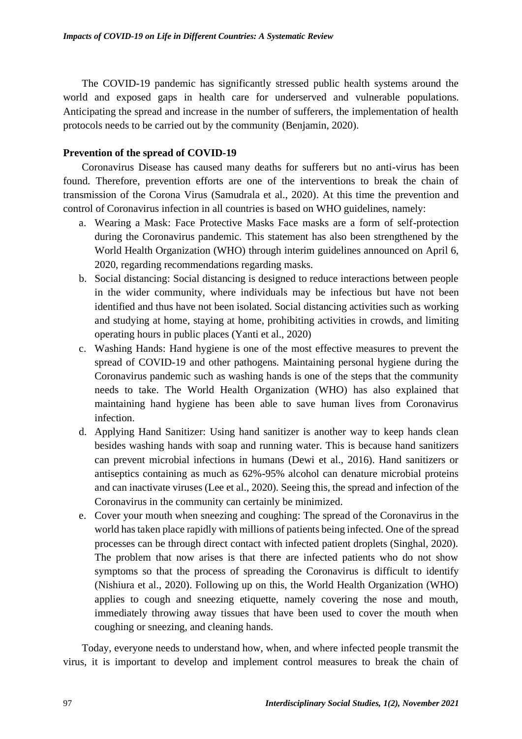The COVID-19 pandemic has significantly stressed public health systems around the world and exposed gaps in health care for underserved and vulnerable populations. Anticipating the spread and increase in the number of sufferers, the implementation of health protocols needs to be carried out by the community (Benjamin, 2020).

**Prevention of the spread of COVID-19**

Coronavirus Disease has caused many deaths for sufferers but no anti-virus has been found. Therefore, prevention efforts are one of the interventions to break the chain of transmission of the Corona Virus (Samudrala et al., 2020). At this time the prevention and control of Coronavirus infection in all countries is based on WHO guidelines, namely:

a. Wearing a Mask: Face Protective Masks Face masks are a form of self-protection during the Coronavirus pandemic. This statement has also been strengthened by the World Health Organization (WHO) through interim guidelines announced on April 6, 2020, regarding recommendations regarding masks.
b. Social distancing: Social distancing is designed to reduce interactions between people in the wider community, where individuals may be infectious but have not been identified and thus have not been isolated. Social distancing activities such as working and studying at home, staying at home, prohibiting activities in crowds, and limiting operating hours in public places (Yanti et al., 2020)
c. Washing Hands: Hand hygiene is one of the most effective measures to prevent the spread of COVID-19 and other pathogens. Maintaining personal hygiene during the Coronavirus pandemic such as washing hands is one of the steps that the community needs to take. The World Health Organization (WHO) has also explained that maintaining hand hygiene has been able to save human lives from Coronavirus infection.
d. Applying Hand Sanitizer: Using hand sanitizer is another way to keep hands clean besides washing hands with soap and running water. This is because hand sanitizers can prevent microbial infections in humans (Dewi et al., 2016). Hand sanitizers or antiseptics containing as much as 62%-95% alcohol can denature microbial proteins and can inactivate viruses (Lee et al., 2020). Seeing this, the spread and infection of the Coronavirus in the community can certainly be minimized.
e. Cover your mouth when sneezing and coughing: The spread of the Coronavirus in the world has taken place rapidly with millions of patients being infected. One of the spread processes can be through direct contact with infected patient droplets (Singhal, 2020). The problem that now arises is that there are infected patients who do not show symptoms so that the process of spreading the Coronavirus is difficult to identify (Nishiura et al., 2020). Following up on this, the World Health Organization (WHO) applies to cough and sneezing etiquette, namely covering the nose and mouth, immediately throwing away tissues that have been used to cover the mouth when coughing or sneezing, and cleaning hands.

Today, everyone needs to understand how, when, and where infected people transmit the virus, it is important to develop and implement control measures to break the chain of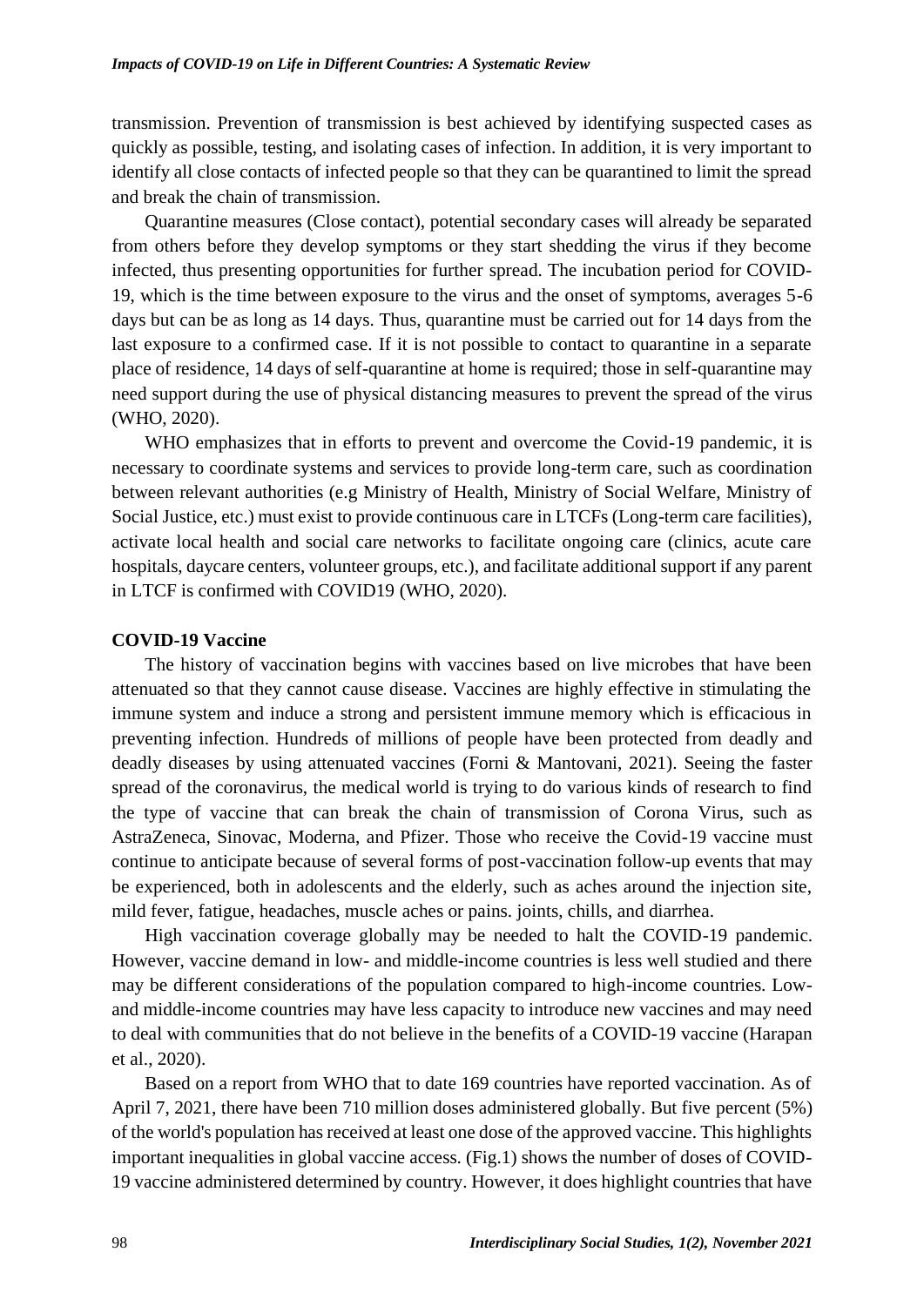transmission. Prevention of transmission is best achieved by identifying suspected cases as quickly as possible, testing, and isolating cases of infection. In addition, it is very important to identify all close contacts of infected people so that they can be quarantined to limit the spread and break the chain of transmission.

Quarantine measures (Close contact), potential secondary cases will already be separated from others before they develop symptoms or they start shedding the virus if they become infected, thus presenting opportunities for further spread. The incubation period for COVID-19, which is the time between exposure to the virus and the onset of symptoms, averages 5-6 days but can be as long as 14 days. Thus, quarantine must be carried out for 14 days from the last exposure to a confirmed case. If it is not possible to contact to quarantine in a separate place of residence, 14 days of self-quarantine at home is required; those in self-quarantine may need support during the use of physical distancing measures to prevent the spread of the virus (WHO, 2020).

WHO emphasizes that in efforts to prevent and overcome the Covid-19 pandemic, it is necessary to coordinate systems and services to provide long-term care, such as coordination between relevant authorities (e.g Ministry of Health, Ministry of Social Welfare, Ministry of Social Justice, etc.) must exist to provide continuous care in LTCFs (Long-term care facilities), activate local health and social care networks to facilitate ongoing care (clinics, acute care hospitals, daycare centers, volunteer groups, etc.), and facilitate additional support if any parent in LTCF is confirmed with COVID19 (WHO, 2020).

**COVID-19 Vaccine**

The history of vaccination begins with vaccines based on live microbes that have been attenuated so that they cannot cause disease. Vaccines are highly effective in stimulating the immune system and induce a strong and persistent immune memory which is efficacious in preventing infection. Hundreds of millions of people have been protected from deadly and deadly diseases by using attenuated vaccines (Forni & Mantovani, 2021). Seeing the faster spread of the coronavirus, the medical world is trying to do various kinds of research to find the type of vaccine that can break the chain of transmission of Corona Virus, such as AstraZeneca, Sinovac, Moderna, and Pfizer. Those who receive the Covid-19 vaccine must continue to anticipate because of several forms of post-vaccination follow-up events that may be experienced, both in adolescents and the elderly, such as aches around the injection site, mild fever, fatigue, headaches, muscle aches or pains. joints, chills, and diarrhea.

High vaccination coverage globally may be needed to halt the COVID-19 pandemic. However, vaccine demand in low- and middle-income countries is less well studied and there may be different considerations of the population compared to high-income countries. Low- and middle-income countries may have less capacity to introduce new vaccines and may need to deal with communities that do not believe in the benefits of a COVID-19 vaccine (Harapan et al., 2020).

Based on a report from WHO that to date 169 countries have reported vaccination. As of April 7, 2021, there have been 710 million doses administered globally. But five percent (5%) of the world's population has received at least one dose of the approved vaccine. This highlights important inequalities in global vaccine access. (Fig.1) shows the number of doses of COVID-19 vaccine administered determined by country. However, it does highlight countries that have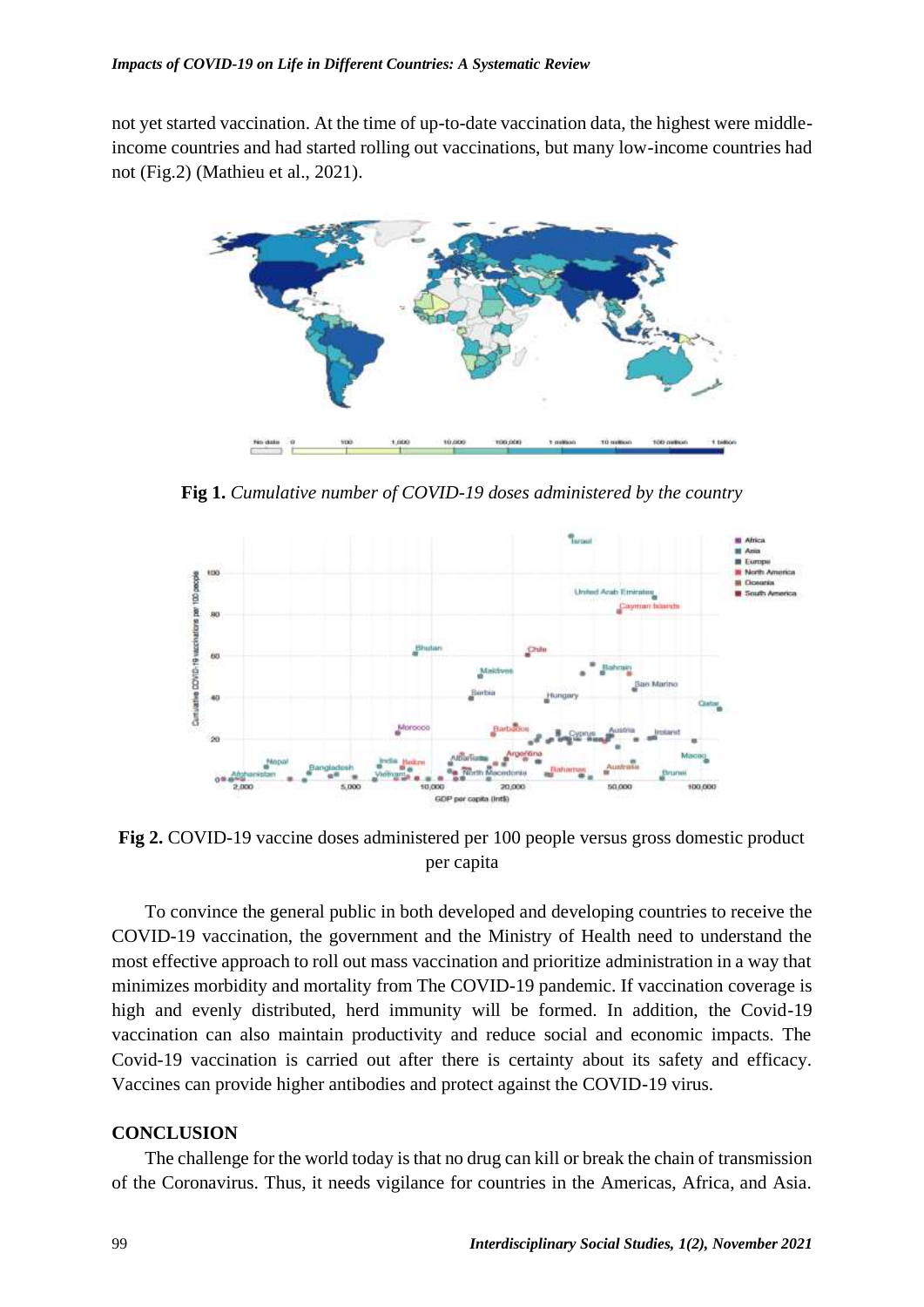not yet started vaccination. At the time of up-to-date vaccination data, the highest were middle-income countries and had started rolling out vaccinations, but many low-income countries had not (Fig.2) (Mathieu et al., 2021).

**Fig 1.** *Cumulative number of COVID-19 doses administered by the country*

**Fig 2.** COVID-19 vaccine doses administered per 100 people versus gross domestic product per capita

To convince the general public in both developed and developing countries to receive the COVID-19 vaccination, the government and the Ministry of Health need to understand the most effective approach to roll out mass vaccination and prioritize administration in a way that minimizes morbidity and mortality from The COVID-19 pandemic. If vaccination coverage is high and evenly distributed, herd immunity will be formed. In addition, the Covid-19 vaccination can also maintain productivity and reduce social and economic impacts. The Covid-19 vaccination is carried out after there is certainty about its safety and efficacy. Vaccines can provide higher antibodies and protect against the COVID-19 virus.

## CONCLUSION

The challenge for the world today is that no drug can kill or break the chain of transmission of the Coronavirus. Thus, it needs vigilance for countries in the Americas, Africa, and Asia.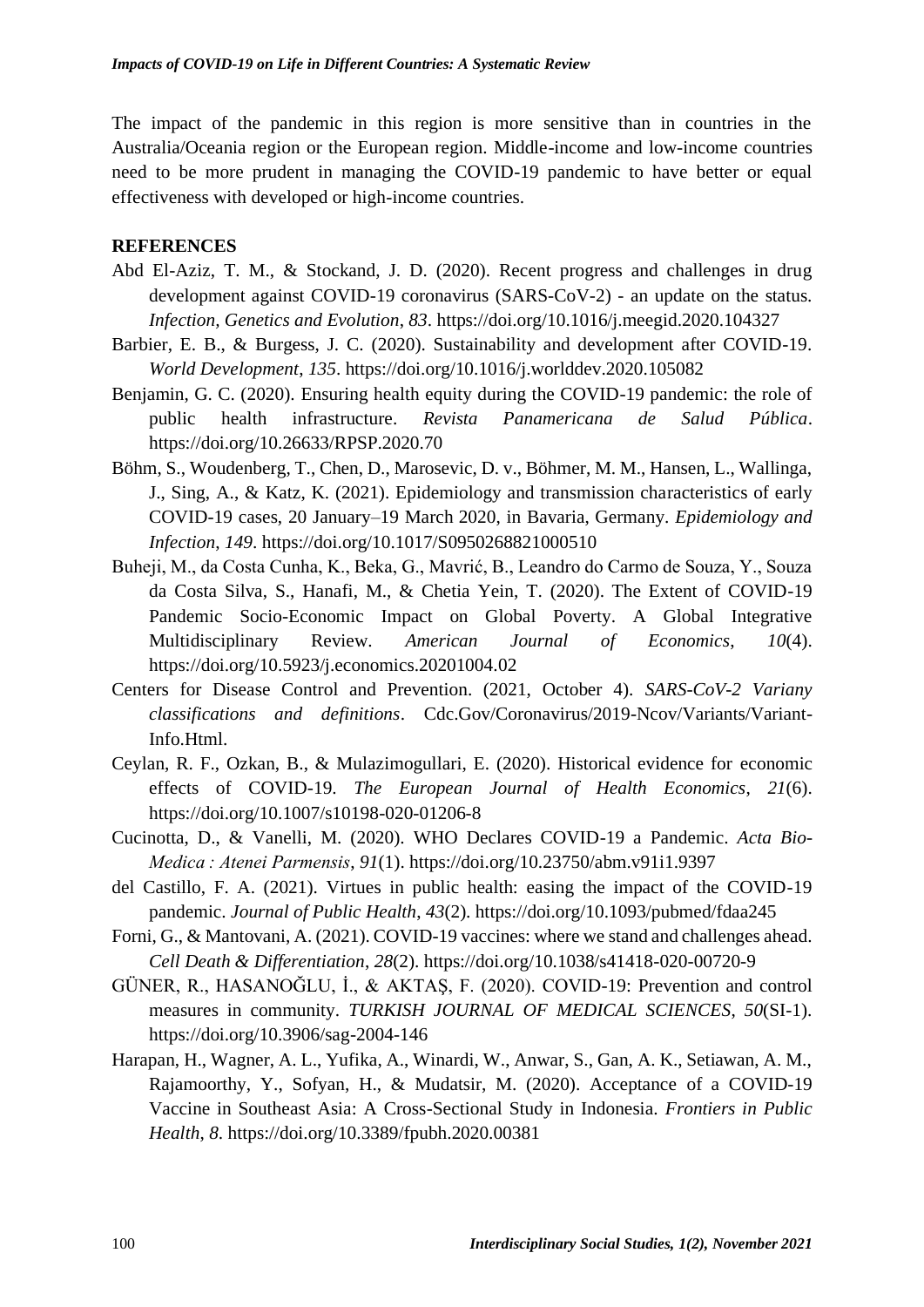The impact of the pandemic in this region is more sensitive than in countries in the Australia/Oceania region or the European region. Middle-income and low-income countries need to be more prudent in managing the COVID-19 pandemic to have better or equal effectiveness with developed or high-income countries.

## REFERENCES

Abd El-Aziz, T. M., & Stockand, J. D. (2020). Recent progress and challenges in drug development against COVID-19 coronavirus (SARS-CoV-2) - an update on the status. *Infection, Genetics and Evolution*, *83*. https://doi.org/10.1016/j.meegid.2020.104327

Barbier, E. B., & Burgess, J. C. (2020). Sustainability and development after COVID-19. *World Development*, *135*. https://doi.org/10.1016/j.worlddev.2020.105082

Benjamin, G. C. (2020). Ensuring health equity during the COVID-19 pandemic: the role of public health infrastructure. *Revista Panamericana de Salud Pública*. https://doi.org/10.26633/RPSP.2020.70

Böhm, S., Woudenberg, T., Chen, D., Marosevic, D. v., Böhmer, M. M., Hansen, L., Wallinga, J., Sing, A., & Katz, K. (2021). Epidemiology and transmission characteristics of early COVID-19 cases, 20 January–19 March 2020, in Bavaria, Germany. *Epidemiology and Infection*, *149*. https://doi.org/10.1017/S0950268821000510

Buheji, M., da Costa Cunha, K., Beka, G., Mavrić, B., Leandro do Carmo de Souza, Y., Souza da Costa Silva, S., Hanafi, M., & Chetia Yein, T. (2020). The Extent of COVID-19 Pandemic Socio-Economic Impact on Global Poverty. A Global Integrative Multidisciplinary Review. *American Journal of Economics*, *10*(4). https://doi.org/10.5923/j.economics.20201004.02

Centers for Disease Control and Prevention. (2021, October 4). *SARS-CoV-2 Variany classifications and definitions*. Cdc.Gov/Coronavirus/2019-Ncov/Variants/Variant-Info.Html.

Ceylan, R. F., Ozkan, B., & Mulazimogullari, E. (2020). Historical evidence for economic effects of COVID-19. *The European Journal of Health Economics*, *21*(6). https://doi.org/10.1007/s10198-020-01206-8

Cucinotta, D., & Vanelli, M. (2020). WHO Declares COVID-19 a Pandemic. *Acta Bio-Medica : Atenei Parmensis*, *91*(1). https://doi.org/10.23750/abm.v91i1.9397

del Castillo, F. A. (2021). Virtues in public health: easing the impact of the COVID-19 pandemic. *Journal of Public Health*, *43*(2). https://doi.org/10.1093/pubmed/fdaa245

Forni, G., & Mantovani, A. (2021). COVID-19 vaccines: where we stand and challenges ahead. *Cell Death & Differentiation*, *28*(2). https://doi.org/10.1038/s41418-020-00720-9

GÜNER, R., HASANOĞLU, İ., & AKTAŞ, F. (2020). COVID-19: Prevention and control measures in community. *TURKISH JOURNAL OF MEDICAL SCIENCES*, *50*(SI-1). https://doi.org/10.3906/sag-2004-146

Harapan, H., Wagner, A. L., Yufika, A., Winardi, W., Anwar, S., Gan, A. K., Setiawan, A. M., Rajamoorthy, Y., Sofyan, H., & Mudatsir, M. (2020). Acceptance of a COVID-19 Vaccine in Southeast Asia: A Cross-Sectional Study in Indonesia. *Frontiers in Public Health*, *8*. https://doi.org/10.3389/fpubh.2020.00381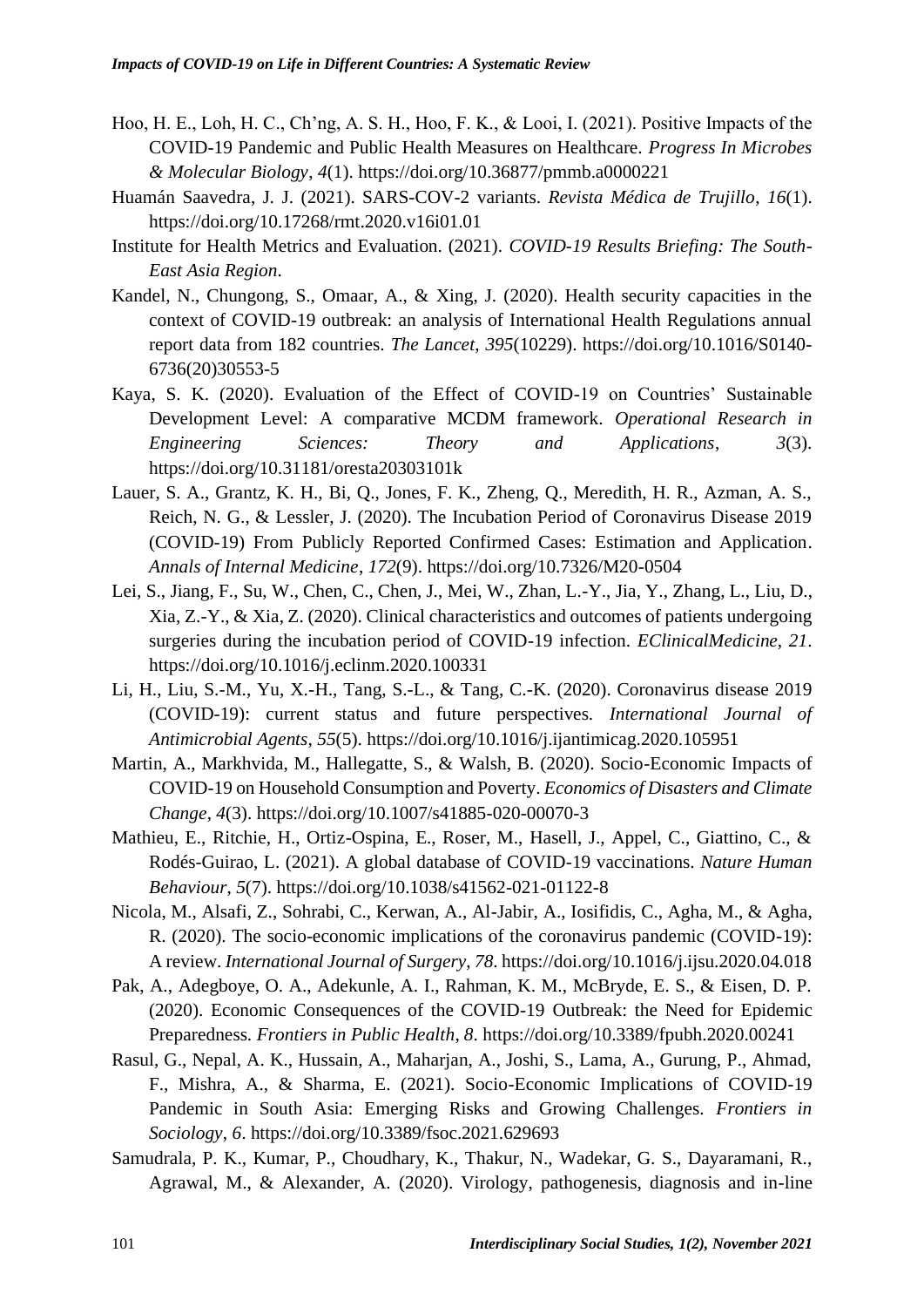Hoo, H. E., Loh, H. C., Ch'ng, A. S. H., Hoo, F. K., & Looi, I. (2021). Positive Impacts of the COVID-19 Pandemic and Public Health Measures on Healthcare. *Progress In Microbes & Molecular Biology*, *4*(1). https://doi.org/10.36877/pmmb.a0000221

Huamán Saavedra, J. J. (2021). SARS-COV-2 variants. *Revista Médica de Trujillo*, *16*(1). https://doi.org/10.17268/rmt.2020.v16i01.01

Institute for Health Metrics and Evaluation. (2021). *COVID-19 Results Briefing: The South-East Asia Region*.

Kandel, N., Chungong, S., Omaar, A., & Xing, J. (2020). Health security capacities in the context of COVID-19 outbreak: an analysis of International Health Regulations annual report data from 182 countries. *The Lancet*, *395*(10229). https://doi.org/10.1016/S0140-6736(20)30553-5

Kaya, S. K. (2020). Evaluation of the Effect of COVID-19 on Countries' Sustainable Development Level: A comparative MCDM framework. *Operational Research in Engineering Sciences: Theory and Applications*, *3*(3). https://doi.org/10.31181/oresta20303101k

Lauer, S. A., Grantz, K. H., Bi, Q., Jones, F. K., Zheng, Q., Meredith, H. R., Azman, A. S., Reich, N. G., & Lessler, J. (2020). The Incubation Period of Coronavirus Disease 2019 (COVID-19) From Publicly Reported Confirmed Cases: Estimation and Application. *Annals of Internal Medicine*, *172*(9). https://doi.org/10.7326/M20-0504

Lei, S., Jiang, F., Su, W., Chen, C., Chen, J., Mei, W., Zhan, L.-Y., Jia, Y., Zhang, L., Liu, D., Xia, Z.-Y., & Xia, Z. (2020). Clinical characteristics and outcomes of patients undergoing surgeries during the incubation period of COVID-19 infection. *EClinicalMedicine*, *21*. https://doi.org/10.1016/j.eclinm.2020.100331

Li, H., Liu, S.-M., Yu, X.-H., Tang, S.-L., & Tang, C.-K. (2020). Coronavirus disease 2019 (COVID-19): current status and future perspectives. *International Journal of Antimicrobial Agents*, *55*(5). https://doi.org/10.1016/j.ijantimicag.2020.105951

Martin, A., Markhvida, M., Hallegatte, S., & Walsh, B. (2020). Socio-Economic Impacts of COVID-19 on Household Consumption and Poverty. *Economics of Disasters and Climate Change*, *4*(3). https://doi.org/10.1007/s41885-020-00070-3

Mathieu, E., Ritchie, H., Ortiz-Ospina, E., Roser, M., Hasell, J., Appel, C., Giattino, C., & Rodés-Guirao, L. (2021). A global database of COVID-19 vaccinations. *Nature Human Behaviour*, *5*(7). https://doi.org/10.1038/s41562-021-01122-8

Nicola, M., Alsafi, Z., Sohrabi, C., Kerwan, A., Al-Jabir, A., Iosifidis, C., Agha, M., & Agha, R. (2020). The socio-economic implications of the coronavirus pandemic (COVID-19): A review. *International Journal of Surgery*, *78*. https://doi.org/10.1016/j.ijsu.2020.04.018

Pak, A., Adegboye, O. A., Adekunle, A. I., Rahman, K. M., McBryde, E. S., & Eisen, D. P. (2020). Economic Consequences of the COVID-19 Outbreak: the Need for Epidemic Preparedness. *Frontiers in Public Health*, *8*. https://doi.org/10.3389/fpubh.2020.00241

Rasul, G., Nepal, A. K., Hussain, A., Maharjan, A., Joshi, S., Lama, A., Gurung, P., Ahmad, F., Mishra, A., & Sharma, E. (2021). Socio-Economic Implications of COVID-19 Pandemic in South Asia: Emerging Risks and Growing Challenges. *Frontiers in Sociology*, *6*. https://doi.org/10.3389/fsoc.2021.629693

Samudrala, P. K., Kumar, P., Choudhary, K., Thakur, N., Wadekar, G. S., Dayaramani, R., Agrawal, M., & Alexander, A. (2020). Virology, pathogenesis, diagnosis and in-line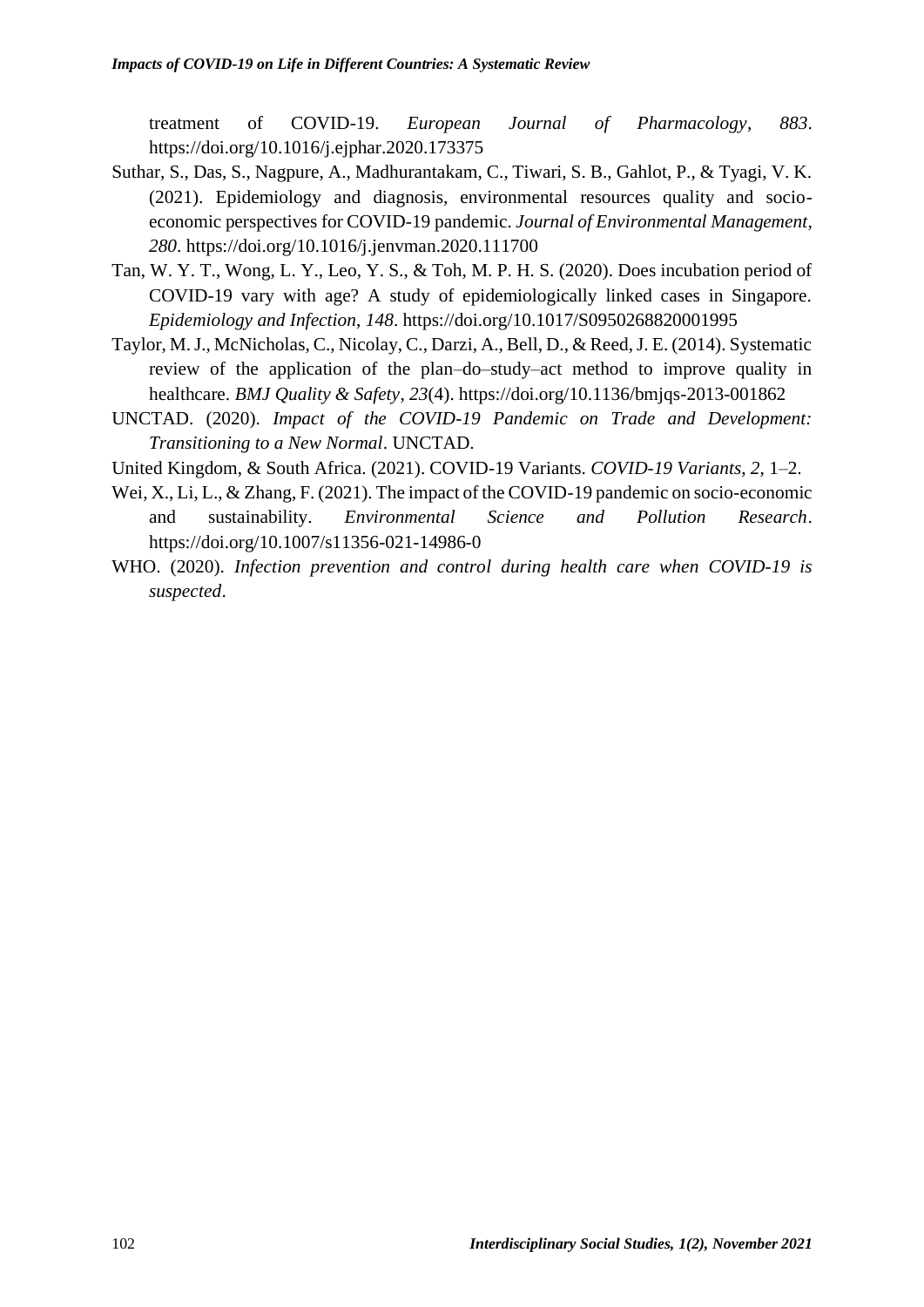treatment of COVID-19. *European Journal of Pharmacology*, *883*. https://doi.org/10.1016/j.ejphar.2020.173375

Suthar, S., Das, S., Nagpure, A., Madhurantakam, C., Tiwari, S. B., Gahlot, P., & Tyagi, V. K. (2021). Epidemiology and diagnosis, environmental resources quality and socio-economic perspectives for COVID-19 pandemic. *Journal of Environmental Management*, *280*. https://doi.org/10.1016/j.jenvman.2020.111700

Tan, W. Y. T., Wong, L. Y., Leo, Y. S., & Toh, M. P. H. S. (2020). Does incubation period of COVID-19 vary with age? A study of epidemiologically linked cases in Singapore. *Epidemiology and Infection*, *148*. https://doi.org/10.1017/S0950268820001995

Taylor, M. J., McNicholas, C., Nicolay, C., Darzi, A., Bell, D., & Reed, J. E. (2014). Systematic review of the application of the plan–do–study–act method to improve quality in healthcare. *BMJ Quality & Safety*, *23*(4). https://doi.org/10.1136/bmjqs-2013-001862

UNCTAD. (2020). *Impact of the COVID-19 Pandemic on Trade and Development: Transitioning to a New Normal*. UNCTAD.

United Kingdom, & South Africa. (2021). COVID-19 Variants. *COVID-19 Variants*, *2*, 1–2.

Wei, X., Li, L., & Zhang, F. (2021). The impact of the COVID-19 pandemic on socio-economic and sustainability. *Environmental Science and Pollution Research*. https://doi.org/10.1007/s11356-021-14986-0

WHO. (2020). *Infection prevention and control during health care when COVID-19 is suspected*.